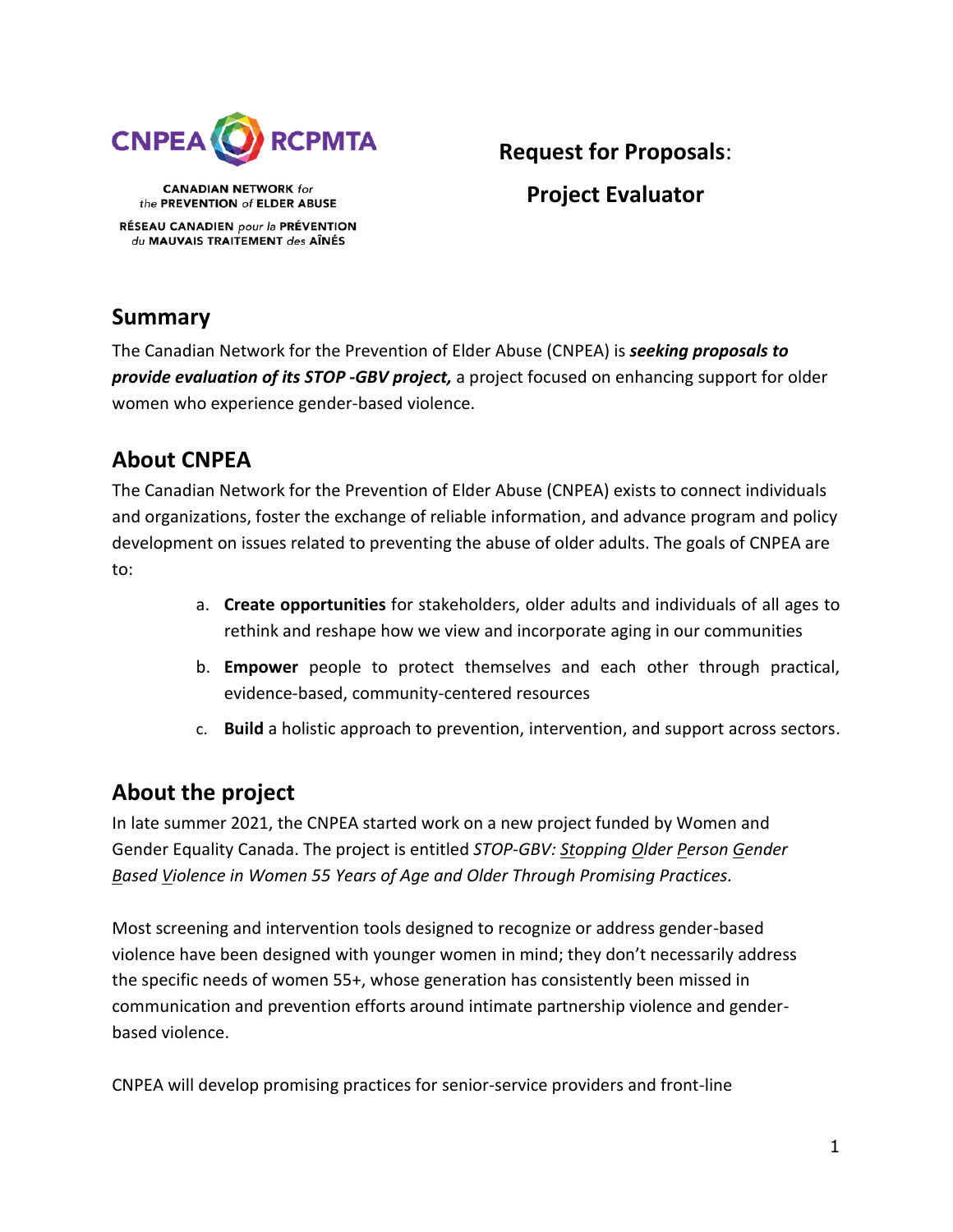CNPEA RCPMTA

CANADIAN NETWORK for the PREVENTION of ELDER ABUSE

RÉSEAU CANADIEN pour la PRÉVENTION du MAUVAIS TRAITEMENT des AÎNÉS

# Request for Proposals: Project Evaluator

## Summary

The Canadian Network for the Prevention of Elder Abuse (CNPEA) is ***seeking proposals to provide evaluation of its STOP -GBV project,*** a project focused on enhancing support for older women who experience gender-based violence.

## About CNPEA

The Canadian Network for the Prevention of Elder Abuse (CNPEA) exists to connect individuals and organizations, foster the exchange of reliable information, and advance program and policy development on issues related to preventing the abuse of older adults. The goals of CNPEA are to:

a. **Create opportunities** for stakeholders, older adults and individuals of all ages to rethink and reshape how we view and incorporate aging in our communities

b. **Empower** people to protect themselves and each other through practical, evidence-based, community-centered resources

c. **Build** a holistic approach to prevention, intervention, and support across sectors.

## About the project

In late summer 2021, the CNPEA started work on a new project funded by Women and Gender Equality Canada. The project is entitled *STOP-GBV: Stopping Older Person Gender Based Violence in Women 55 Years of Age and Older Through Promising Practices.*

Most screening and intervention tools designed to recognize or address gender-based violence have been designed with younger women in mind; they don't necessarily address the specific needs of women 55+, whose generation has consistently been missed in communication and prevention efforts around intimate partnership violence and gender-based violence.

CNPEA will develop promising practices for senior-service providers and front-line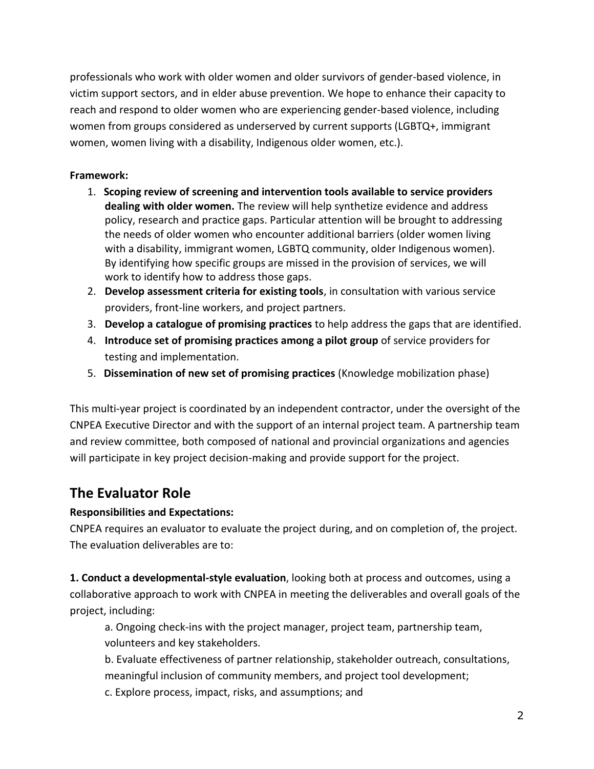professionals who work with older women and older survivors of gender-based violence, in victim support sectors, and in elder abuse prevention. We hope to enhance their capacity to reach and respond to older women who are experiencing gender-based violence, including women from groups considered as underserved by current supports (LGBTQ+, immigrant women, women living with a disability, Indigenous older women, etc.).

**Framework:**

1. **Scoping review of screening and intervention tools available to service providers dealing with older women.** The review will help synthetize evidence and address policy, research and practice gaps. Particular attention will be brought to addressing the needs of older women who encounter additional barriers (older women living with a disability, immigrant women, LGBTQ community, older Indigenous women). By identifying how specific groups are missed in the provision of services, we will work to identify how to address those gaps.
2. **Develop assessment criteria for existing tools**, in consultation with various service providers, front-line workers, and project partners.
3. **Develop a catalogue of promising practices** to help address the gaps that are identified.
4. **Introduce set of promising practices among a pilot group** of service providers for testing and implementation.
5. **Dissemination of new set of promising practices** (Knowledge mobilization phase)

This multi-year project is coordinated by an independent contractor, under the oversight of the CNPEA Executive Director and with the support of an internal project team. A partnership team and review committee, both composed of national and provincial organizations and agencies will participate in key project decision-making and provide support for the project.

## The Evaluator Role

**Responsibilities and Expectations:**

CNPEA requires an evaluator to evaluate the project during, and on completion of, the project. The evaluation deliverables are to:

**1. Conduct a developmental-style evaluation**, looking both at process and outcomes, using a collaborative approach to work with CNPEA in meeting the deliverables and overall goals of the project, including:

a. Ongoing check-ins with the project manager, project team, partnership team, volunteers and key stakeholders.

b. Evaluate effectiveness of partner relationship, stakeholder outreach, consultations, meaningful inclusion of community members, and project tool development;

c. Explore process, impact, risks, and assumptions; and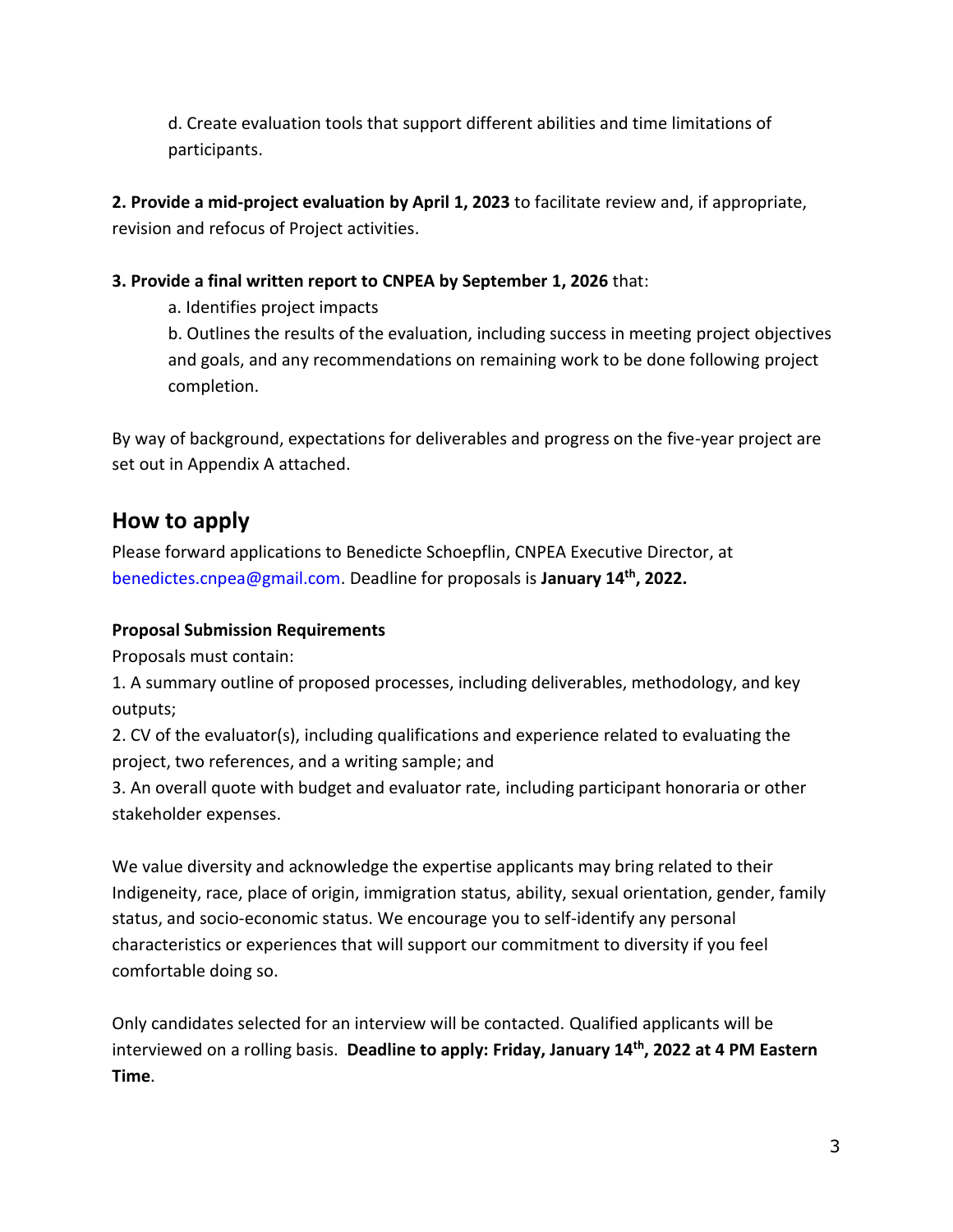d. Create evaluation tools that support different abilities and time limitations of participants.

**2. Provide a mid-project evaluation by April 1, 2023** to facilitate review and, if appropriate, revision and refocus of Project activities.

**3. Provide a final written report to CNPEA by September 1, 2026** that:

a. Identifies project impacts

b. Outlines the results of the evaluation, including success in meeting project objectives and goals, and any recommendations on remaining work to be done following project completion.

By way of background, expectations for deliverables and progress on the five-year project are set out in Appendix A attached.

## How to apply

Please forward applications to Benedicte Schoepflin, CNPEA Executive Director, at benedictes.cnpea@gmail.com. Deadline for proposals is **January 14th, 2022.**

**Proposal Submission Requirements**

Proposals must contain:

1. A summary outline of proposed processes, including deliverables, methodology, and key outputs;
2. CV of the evaluator(s), including qualifications and experience related to evaluating the project, two references, and a writing sample; and
3. An overall quote with budget and evaluator rate, including participant honoraria or other stakeholder expenses.

We value diversity and acknowledge the expertise applicants may bring related to their Indigeneity, race, place of origin, immigration status, ability, sexual orientation, gender, family status, and socio-economic status. We encourage you to self-identify any personal characteristics or experiences that will support our commitment to diversity if you feel comfortable doing so.

Only candidates selected for an interview will be contacted. Qualified applicants will be interviewed on a rolling basis. **Deadline to apply: Friday, January 14th, 2022 at 4 PM Eastern Time**.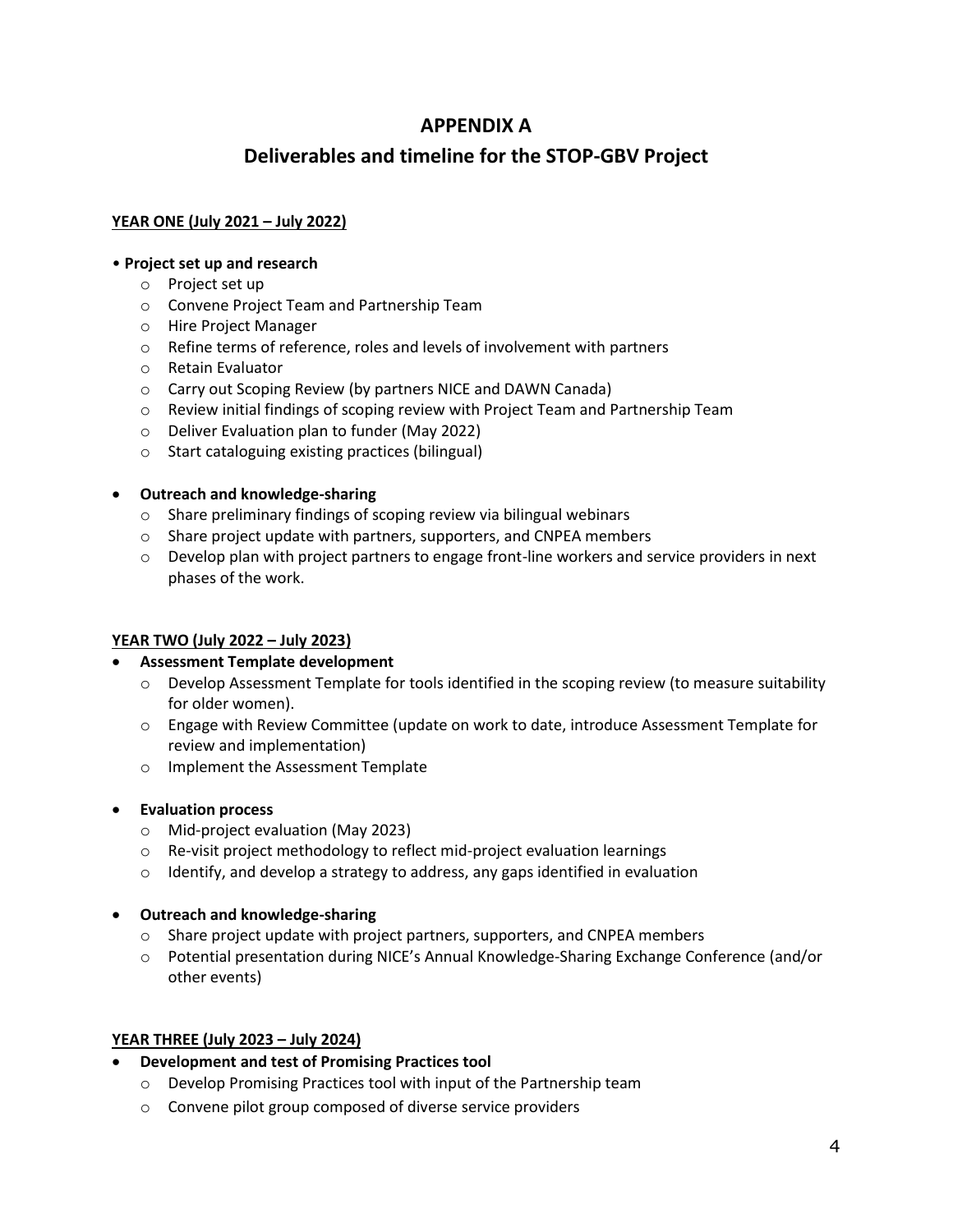# APPENDIX A

## Deliverables and timeline for the STOP-GBV Project

**YEAR ONE (July 2021 – July 2022)**

- **Project set up and research**
  - Project set up
  - Convene Project Team and Partnership Team
  - Hire Project Manager
  - Refine terms of reference, roles and levels of involvement with partners
  - Retain Evaluator
  - Carry out Scoping Review (by partners NICE and DAWN Canada)
  - Review initial findings of scoping review with Project Team and Partnership Team
  - Deliver Evaluation plan to funder (May 2022)
  - Start cataloguing existing practices (bilingual)

- **Outreach and knowledge-sharing**
  - Share preliminary findings of scoping review via bilingual webinars
  - Share project update with partners, supporters, and CNPEA members
  - Develop plan with project partners to engage front-line workers and service providers in next phases of the work.

**YEAR TWO (July 2022 – July 2023)**

- **Assessment Template development**
  - Develop Assessment Template for tools identified in the scoping review (to measure suitability for older women).
  - Engage with Review Committee (update on work to date, introduce Assessment Template for review and implementation)
  - Implement the Assessment Template

- **Evaluation process**
  - Mid-project evaluation (May 2023)
  - Re-visit project methodology to reflect mid-project evaluation learnings
  - Identify, and develop a strategy to address, any gaps identified in evaluation

- **Outreach and knowledge-sharing**
  - Share project update with project partners, supporters, and CNPEA members
  - Potential presentation during NICE's Annual Knowledge-Sharing Exchange Conference (and/or other events)

**YEAR THREE (July 2023 – July 2024)**

- **Development and test of Promising Practices tool**
  - Develop Promising Practices tool with input of the Partnership team
  - Convene pilot group composed of diverse service providers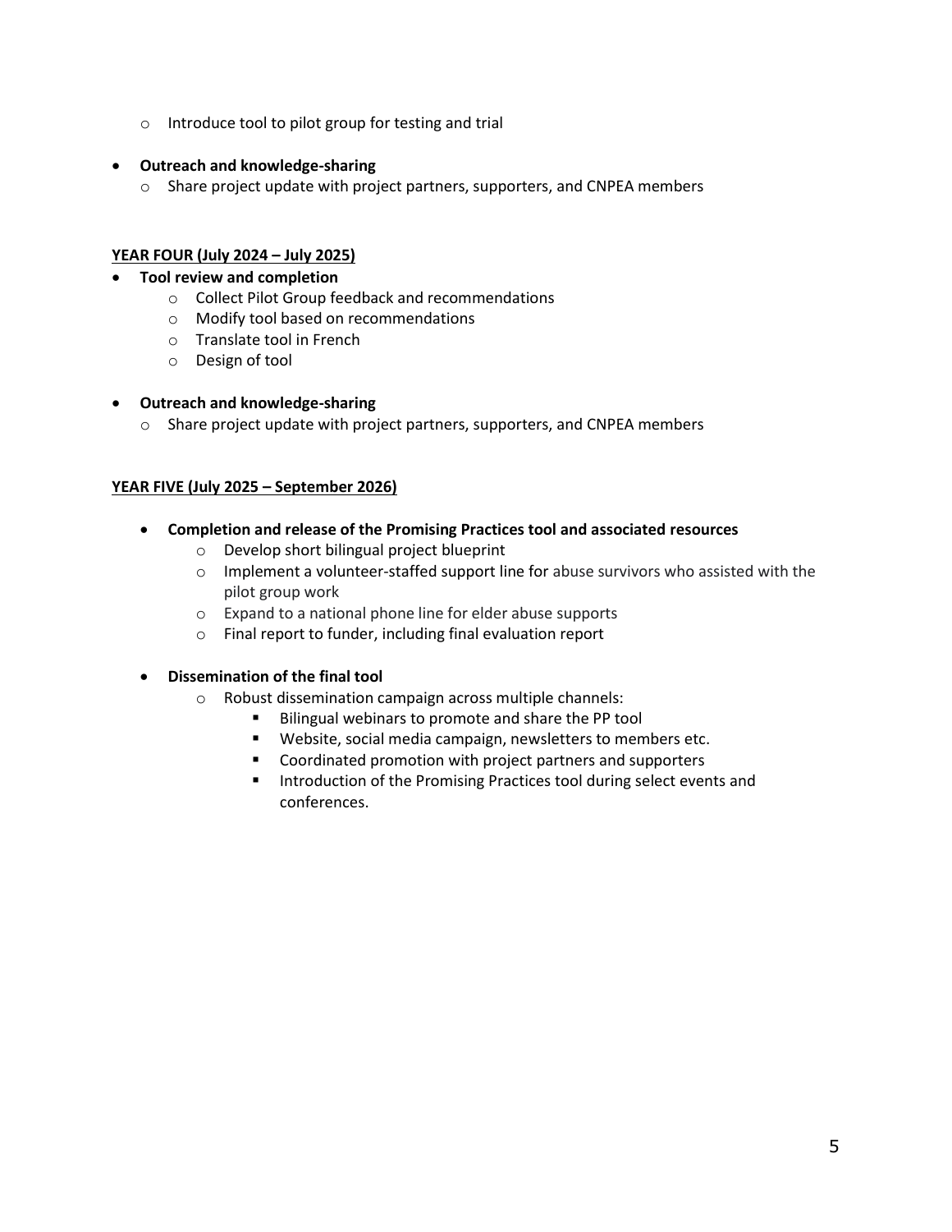- Introduce tool to pilot group for testing and trial

- **Outreach and knowledge-sharing**
    - Share project update with project partners, supporters, and CNPEA members

**YEAR FOUR (July 2024 – July 2025)**

- **Tool review and completion**
    - Collect Pilot Group feedback and recommendations
    - Modify tool based on recommendations
    - Translate tool in French
    - Design of tool

- **Outreach and knowledge-sharing**
    - Share project update with project partners, supporters, and CNPEA members

**YEAR FIVE (July 2025 – September 2026)**

- **Completion and release of the Promising Practices tool and associated resources**
    - Develop short bilingual project blueprint
    - Implement a volunteer-staffed support line for abuse survivors who assisted with the pilot group work
    - Expand to a national phone line for elder abuse supports
    - Final report to funder, including final evaluation report

- **Dissemination of the final tool**
    - Robust dissemination campaign across multiple channels:
        - Bilingual webinars to promote and share the PP tool
        - Website, social media campaign, newsletters to members etc.
        - Coordinated promotion with project partners and supporters
        - Introduction of the Promising Practices tool during select events and conferences.